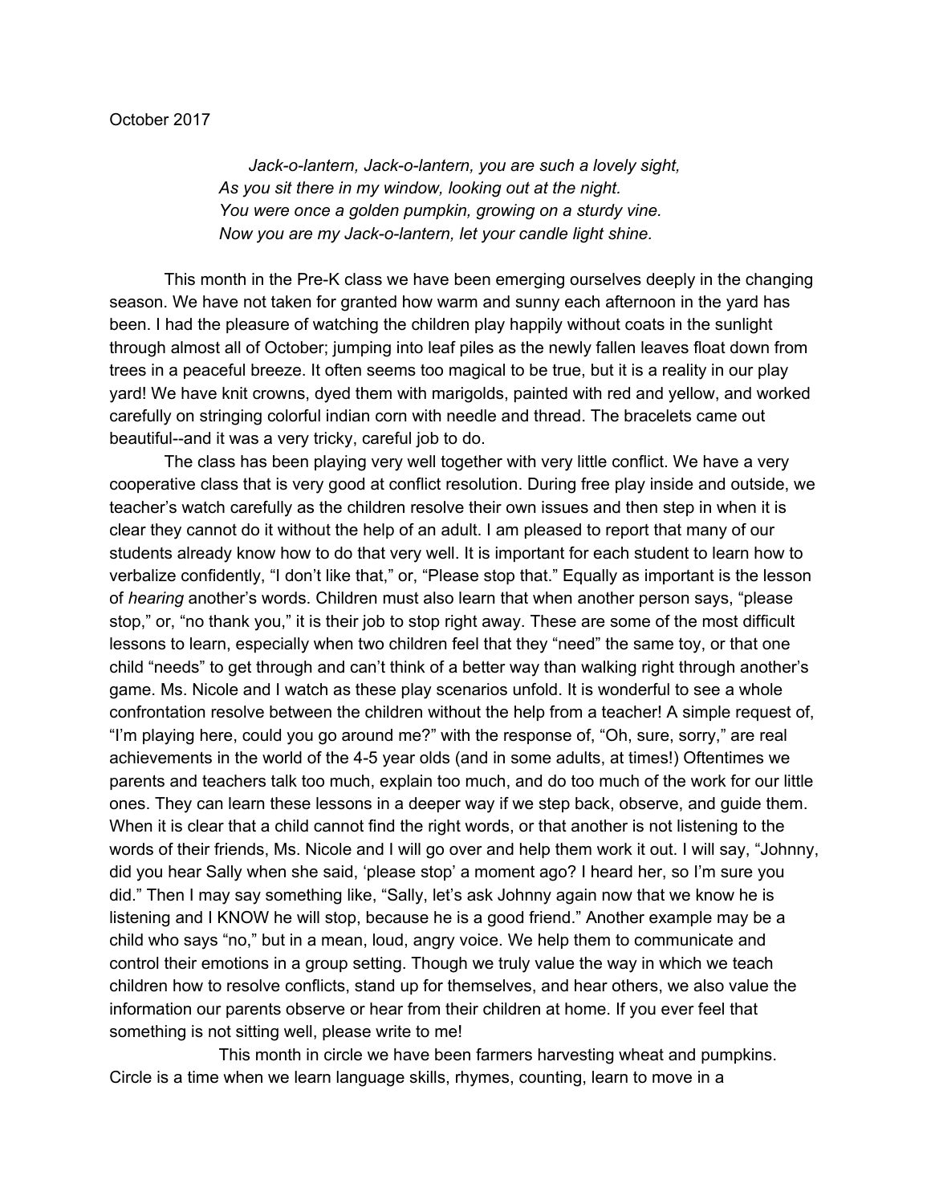October 2017

*Jack-o-lantern, Jack-o-lantern, you are such a lovely sight,*
*As you sit there in my window, looking out at the night.*
*You were once a golden pumpkin, growing on a sturdy vine.*
*Now you are my Jack-o-lantern, let your candle light shine.*

This month in the Pre-K class we have been emerging ourselves deeply in the changing season. We have not taken for granted how warm and sunny each afternoon in the yard has been. I had the pleasure of watching the children play happily without coats in the sunlight through almost all of October; jumping into leaf piles as the newly fallen leaves float down from trees in a peaceful breeze. It often seems too magical to be true, but it is a reality in our play yard! We have knit crowns, dyed them with marigolds, painted with red and yellow, and worked carefully on stringing colorful indian corn with needle and thread. The bracelets came out beautiful--and it was a very tricky, careful job to do.

The class has been playing very well together with very little conflict. We have a very cooperative class that is very good at conflict resolution. During free play inside and outside, we teacher's watch carefully as the children resolve their own issues and then step in when it is clear they cannot do it without the help of an adult. I am pleased to report that many of our students already know how to do that very well. It is important for each student to learn how to verbalize confidently, "I don't like that," or, "Please stop that." Equally as important is the lesson of *hearing* another's words. Children must also learn that when another person says, "please stop," or, "no thank you," it is their job to stop right away. These are some of the most difficult lessons to learn, especially when two children feel that they "need" the same toy, or that one child "needs" to get through and can't think of a better way than walking right through another's game. Ms. Nicole and I watch as these play scenarios unfold. It is wonderful to see a whole confrontation resolve between the children without the help from a teacher! A simple request of, "I'm playing here, could you go around me?" with the response of, "Oh, sure, sorry," are real achievements in the world of the 4-5 year olds (and in some adults, at times!) Oftentimes we parents and teachers talk too much, explain too much, and do too much of the work for our little ones. They can learn these lessons in a deeper way if we step back, observe, and guide them. When it is clear that a child cannot find the right words, or that another is not listening to the words of their friends, Ms. Nicole and I will go over and help them work it out. I will say, "Johnny, did you hear Sally when she said, 'please stop' a moment ago? I heard her, so I'm sure you did." Then I may say something like, "Sally, let's ask Johnny again now that we know he is listening and I KNOW he will stop, because he is a good friend." Another example may be a child who says "no," but in a mean, loud, angry voice. We help them to communicate and control their emotions in a group setting. Though we truly value the way in which we teach children how to resolve conflicts, stand up for themselves, and hear others, we also value the information our parents observe or hear from their children at home. If you ever feel that something is not sitting well, please write to me!

This month in circle we have been farmers harvesting wheat and pumpkins. Circle is a time when we learn language skills, rhymes, counting, learn to move in a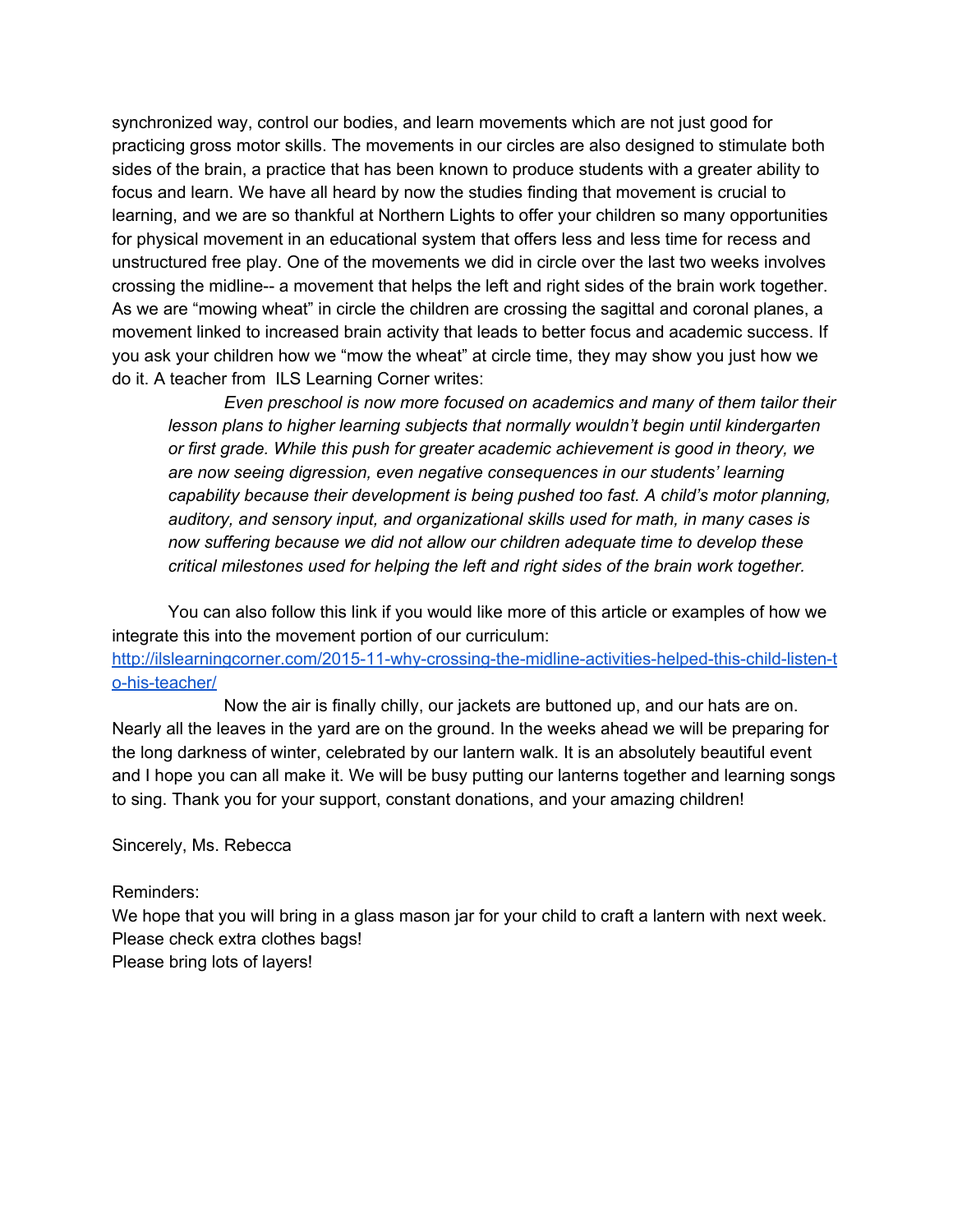synchronized way, control our bodies, and learn movements which are not just good for practicing gross motor skills. The movements in our circles are also designed to stimulate both sides of the brain, a practice that has been known to produce students with a greater ability to focus and learn. We have all heard by now the studies finding that movement is crucial to learning, and we are so thankful at Northern Lights to offer your children so many opportunities for physical movement in an educational system that offers less and less time for recess and unstructured free play. One of the movements we did in circle over the last two weeks involves crossing the midline-- a movement that helps the left and right sides of the brain work together. As we are "mowing wheat" in circle the children are crossing the sagittal and coronal planes, a movement linked to increased brain activity that leads to better focus and academic success. If you ask your children how we "mow the wheat" at circle time, they may show you just how we do it. A teacher from ILS Learning Corner writes:

> *Even preschool is now more focused on academics and many of them tailor their lesson plans to higher learning subjects that normally wouldn't begin until kindergarten or first grade. While this push for greater academic achievement is good in theory, we are now seeing digression, even negative consequences in our students' learning capability because their development is being pushed too fast. A child's motor planning, auditory, and sensory input, and organizational skills used for math, in many cases is now suffering because we did not allow our children adequate time to develop these critical milestones used for helping the left and right sides of the brain work together.*

You can also follow this link if you would like more of this article or examples of how we integrate this into the movement portion of our curriculum: [http://ilslearningcorner.com/2015-11-why-crossing-the-midline-activities-helped-this-child-listen-to-his-teacher/](http://ilslearningcorner.com/2015-11-why-crossing-the-midline-activities-helped-this-child-listen-to-his-teacher/)

Now the air is finally chilly, our jackets are buttoned up, and our hats are on. Nearly all the leaves in the yard are on the ground. In the weeks ahead we will be preparing for the long darkness of winter, celebrated by our lantern walk. It is an absolutely beautiful event and I hope you can all make it. We will be busy putting our lanterns together and learning songs to sing. Thank you for your support, constant donations, and your amazing children!

Sincerely, Ms. Rebecca

Reminders:
We hope that you will bring in a glass mason jar for your child to craft a lantern with next week.
Please check extra clothes bags!
Please bring lots of layers!